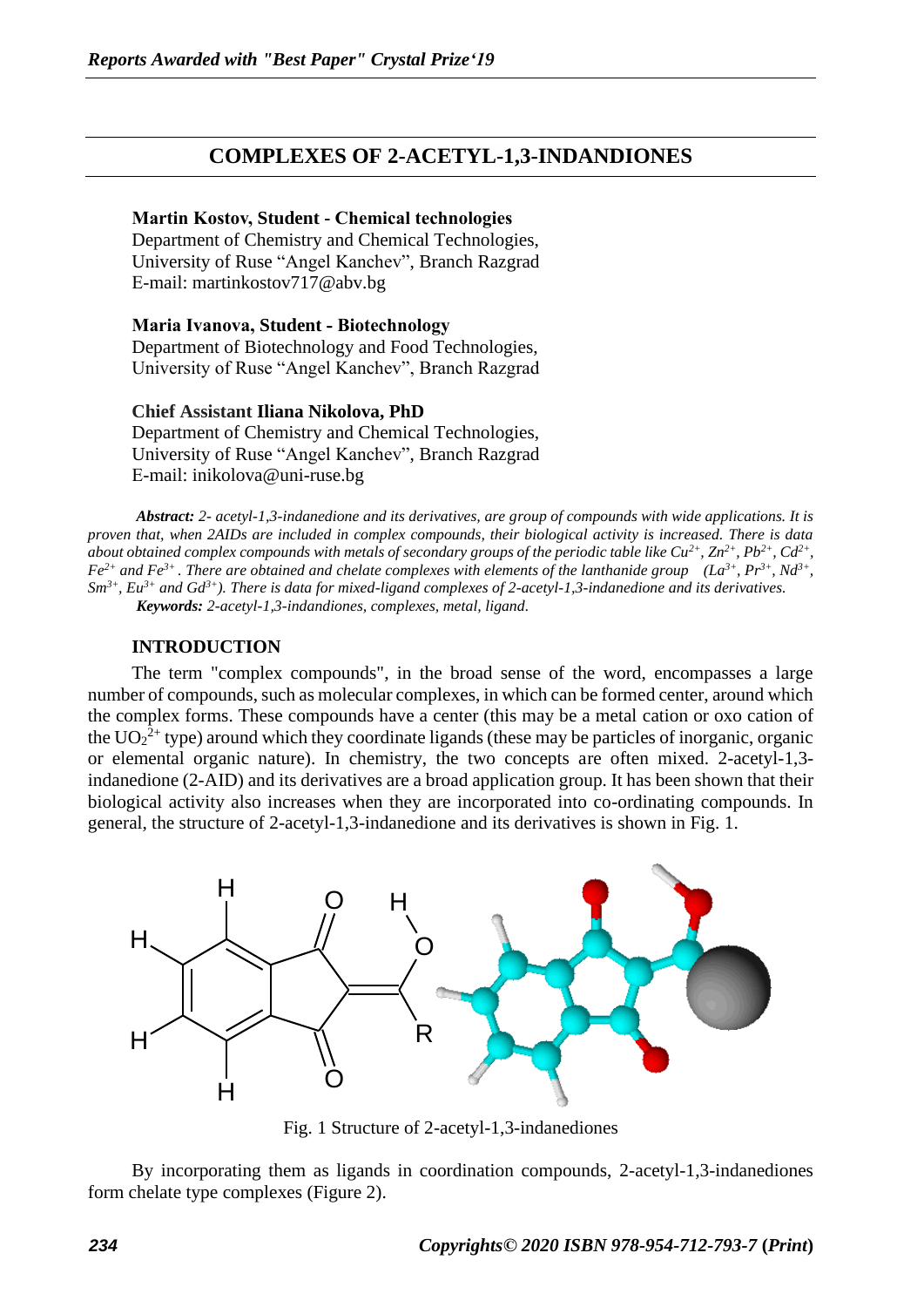# COMPLEXES OF 2-ACETYL-1,3-INDANDIONES

**Martin Kostov, Student - Chemical technologies**
Department of Chemistry and Chemical Technologies,
University of Ruse "Angel Kanchev", Branch Razgrad
E-mail: martinkostov717@abv.bg

**Maria Ivanova, Student - Biotechnology**
Department of Biotechnology and Food Technologies,
University of Ruse "Angel Kanchev", Branch Razgrad

**Chief Assistant Iliana Nikolova, PhD**
Department of Chemistry and Chemical Technologies,
University of Ruse "Angel Kanchev", Branch Razgrad
E-mail: inikolova@uni-ruse.bg

***Abstract:*** *2- acetyl-1,3-indanedione and its derivatives, are group of compounds with wide applications. It is proven that, when 2AIDs are included in complex compounds, their biological activity is increased. There is data about obtained complex compounds with metals of secondary groups of the periodic table like* $Cu^{2+}$, $Zn^{2+}$, $Pb^{2+}$, $Cd^{2+}$, $Fe^{2+}$ *and* $Fe^{3+}$. *There are obtained and chelate complexes with elements of the lanthanide group* ($La^{3+}$, $Pr^{3+}$, $Nd^{3+}$, $Sm^{3+}$, $Eu^{3+}$ *and* $Gd^{3+}$). *There is data for mixed-ligand complexes of 2-acetyl-1,3-indanedione and its derivatives.*

***Keywords:*** *2-acetyl-1,3-indandiones, complexes, metal, ligand.*

## INTRODUCTION

The term "complex compounds", in the broad sense of the word, encompasses a large number of compounds, such as molecular complexes, in which can be formed center, around which the complex forms. These compounds have a center (this may be a metal cation or oxo cation of the $UO_2^{2+}$ type) around which they coordinate ligands (these may be particles of inorganic, organic or elemental organic nature). In chemistry, the two concepts are often mixed. 2-acetyl-1,3-indanedione (2-AID) and its derivatives are a broad application group. It has been shown that their biological activity also increases when they are incorporated into co-ordinating compounds. In general, the structure of 2-acetyl-1,3-indanedione and its derivatives is shown in Fig. 1.

Fig. 1 Structure of 2-acetyl-1,3-indanediones

By incorporating them as ligands in coordination compounds, 2-acetyl-1,3-indanediones form chelate type complexes (Figure 2).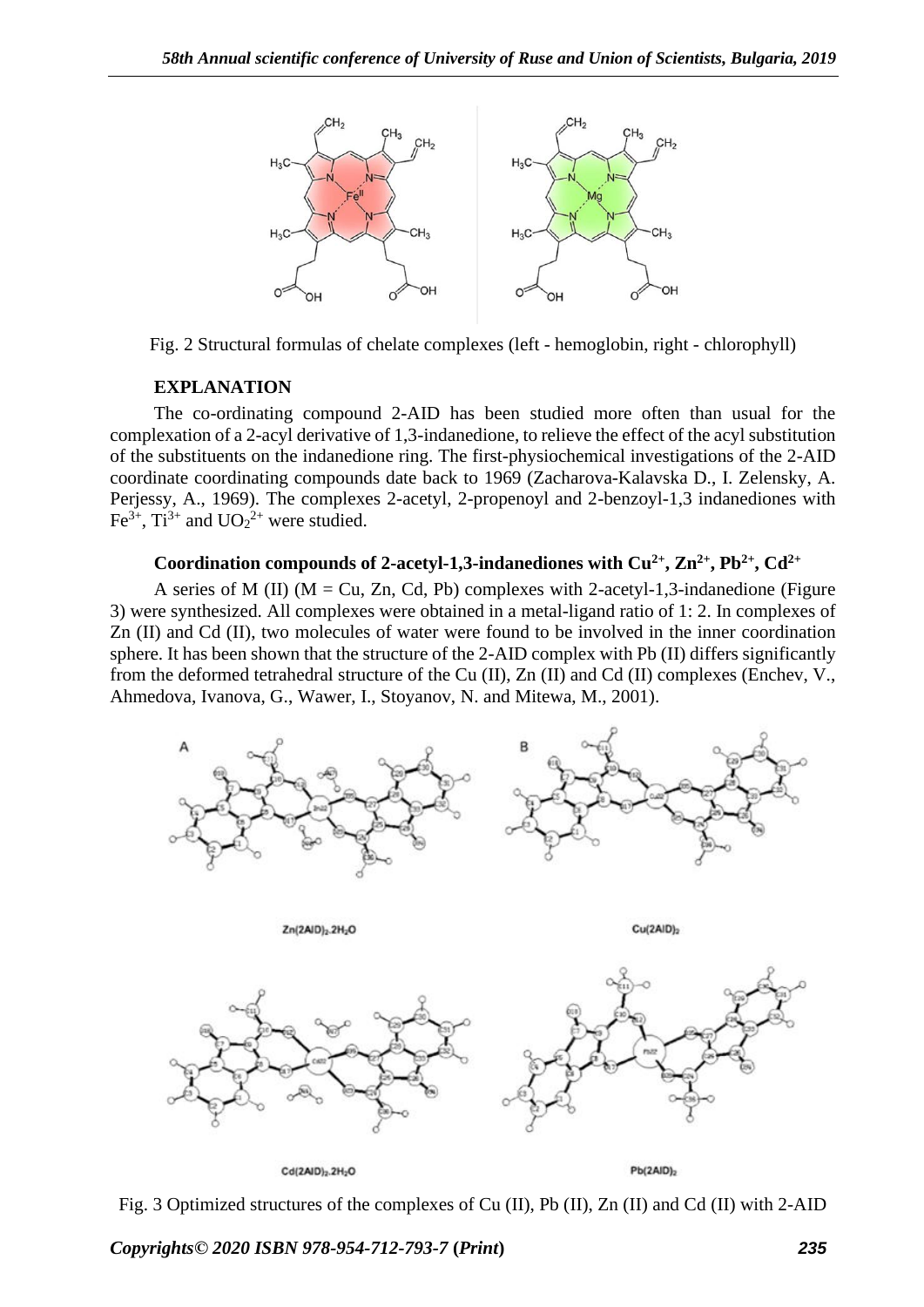Fig. 2 Structural formulas of chelate complexes (left - hemoglobin, right - chlorophyll)

**EXPLANATION**

The co-ordinating compound 2-AID has been studied more often than usual for the complexation of a 2-acyl derivative of 1,3-indanedione, to relieve the effect of the acyl substitution of the substituents on the indanedione ring. The first-physiochemical investigations of the 2-AID coordinate coordinating compounds date back to 1969 (Zacharova-Kalavska D., I. Zelensky, A. Perjessy, A., 1969). The complexes 2-acetyl, 2-propenoyl and 2-benzoyl-1,3 indanediones with $Fe^{3+}$, $Ti^{3+}$ and $UO_2^{2+}$ were studied.

**Coordination compounds of 2-acetyl-1,3-indanediones with $Cu^{2+}$, $Zn^{2+}$, $Pb^{2+}$, $Cd^{2+}$**

A series of M (II) (M = Cu, Zn, Cd, Pb) complexes with 2-acetyl-1,3-indanedione (Figure 3) were synthesized. All complexes were obtained in a metal-ligand ratio of 1: 2. In complexes of Zn (II) and Cd (II), two molecules of water were found to be involved in the inner coordination sphere. It has been shown that the structure of the 2-AID complex with Pb (II) differs significantly from the deformed tetrahedral structure of the Cu (II), Zn (II) and Cd (II) complexes (Enchev, V., Ahmedova, Ivanova, G., Wawer, I., Stoyanov, N. and Mitewa, M., 2001).

A — $Zn(2AID)_2.2H_2O$

B — $Cu(2AID)_2$

$Cd(2AID)_2.2H_2O$

$Pb(2AID)_2$

Fig. 3 Optimized structures of the complexes of Cu (II), Pb (II), Zn (II) and Cd (II) with 2-AID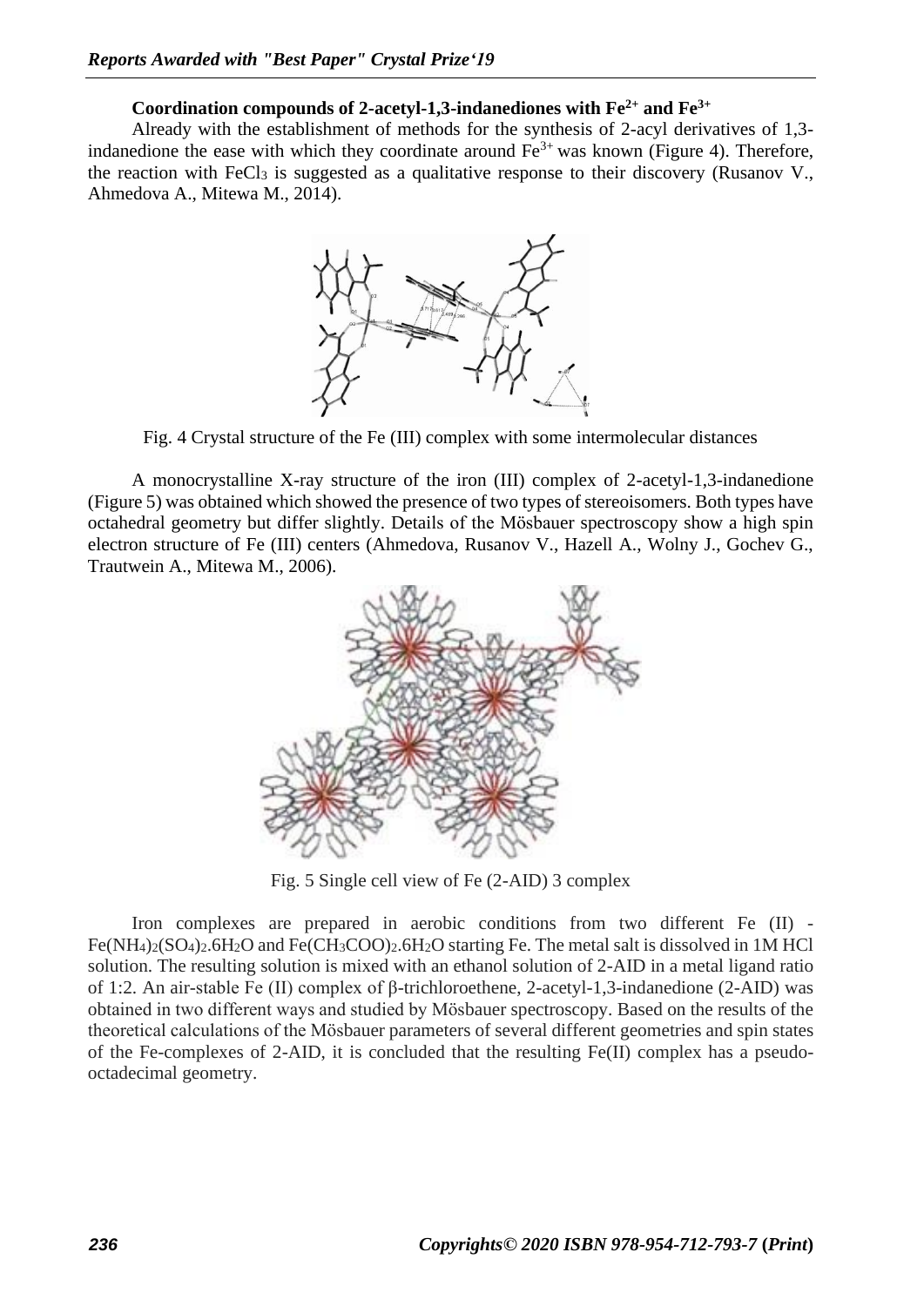**Coordination compounds of 2-acetyl-1,3-indanediones with $Fe^{2+}$ and $Fe^{3+}$**

Already with the establishment of methods for the synthesis of 2-acyl derivatives of 1,3-indanedione the ease with which they coordinate around $Fe^{3+}$ was known (Figure 4). Therefore, the reaction with $FeCl_3$ is suggested as a qualitative response to their discovery (Rusanov V., Ahmedova A., Mitewa M., 2014).

Fig. 4 Crystal structure of the Fe (III) complex with some intermolecular distances

A monocrystalline X-ray structure of the iron (III) complex of 2-acetyl-1,3-indanedione (Figure 5) was obtained which showed the presence of two types of stereoisomers. Both types have octahedral geometry but differ slightly. Details of the Mösbauer spectroscopy show a high spin electron structure of Fe (III) centers (Ahmedova, Rusanov V., Hazell A., Wolny J., Gochev G., Trautwein A., Mitewa M., 2006).

Fig. 5 Single cell view of Fe (2-AID) 3 complex

Iron complexes are prepared in aerobic conditions from two different Fe (II) - $Fe(NH_4)_2(SO_4)_2.6H_2O$ and $Fe(CH_3COO)_2.6H_2O$ starting Fe. The metal salt is dissolved in 1M HCl solution. The resulting solution is mixed with an ethanol solution of 2-AID in a metal ligand ratio of 1:2. An air-stable Fe (II) complex of β-trichloroethene, 2-acetyl-1,3-indanedione (2-AID) was obtained in two different ways and studied by Mösbauer spectroscopy. Based on the results of the theoretical calculations of the Mösbauer parameters of several different geometries and spin states of the Fe-complexes of 2-AID, it is concluded that the resulting Fe(II) complex has a pseudo-octadecimal geometry.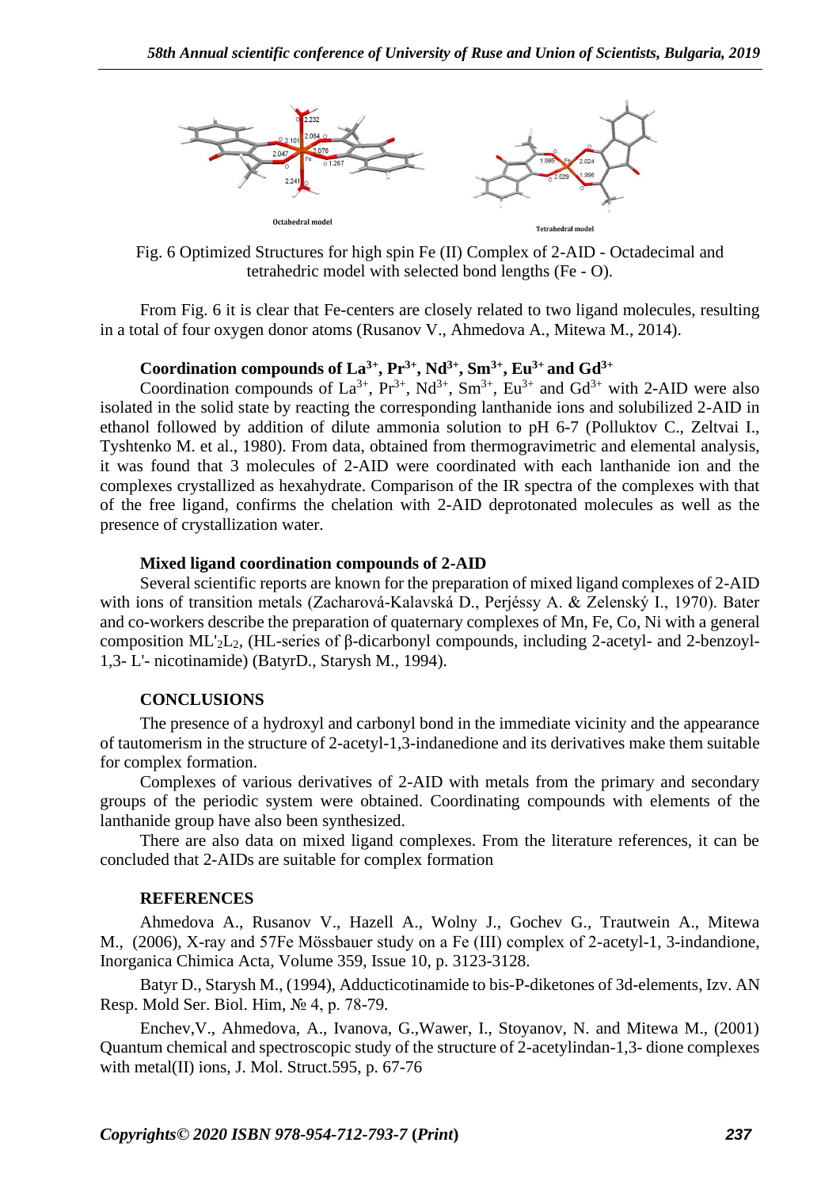Fig. 6 Optimized Structures for high spin Fe (II) Complex of 2-AID - Octadecimal and tetrahedric model with selected bond lengths (Fe - O).

From Fig. 6 it is clear that Fe-centers are closely related to two ligand molecules, resulting in a total of four oxygen donor atoms (Rusanov V., Ahmedova A., Mitewa M., 2014).

### Coordination compounds of $La^{3+}$, $Pr^{3+}$, $Nd^{3+}$, $Sm^{3+}$, $Eu^{3+}$ and $Gd^{3+}$

Coordination compounds of $La^{3+}$, $Pr^{3+}$, $Nd^{3+}$, $Sm^{3+}$, $Eu^{3+}$ and $Gd^{3+}$ with 2-AID were also isolated in the solid state by reacting the corresponding lanthanide ions and solubilized 2-AID in ethanol followed by addition of dilute ammonia solution to pH 6-7 (Polluktov C., Zeltvai I., Tyshtenko M. et al., 1980). From data, obtained from thermogravimetric and elemental analysis, it was found that 3 molecules of 2-AID were coordinated with each lanthanide ion and the complexes crystallized as hexahydrate. Comparison of the IR spectra of the complexes with that of the free ligand, confirms the chelation with 2-AID deprotonated molecules as well as the presence of crystallization water.

### Mixed ligand coordination compounds of 2-AID

Several scientific reports are known for the preparation of mixed ligand complexes of 2-AID with ions of transition metals (Zacharová-Kalavská D., Perjéssy A. & Zelenský I., 1970). Bater and co-workers describe the preparation of quaternary complexes of Mn, Fe, Co, Ni with a general composition $ML'_2L_2$, (HL-series of β-dicarbonyl compounds, including 2-acetyl- and 2-benzoyl-1,3- L'- nicotinamide) (BatyrD., Starysh M., 1994).

## CONCLUSIONS

The presence of a hydroxyl and carbonyl bond in the immediate vicinity and the appearance of tautomerism in the structure of 2-acetyl-1,3-indanedione and its derivatives make them suitable for complex formation.

Complexes of various derivatives of 2-AID with metals from the primary and secondary groups of the periodic system were obtained. Coordinating compounds with elements of the lanthanide group have also been synthesized.

There are also data on mixed ligand complexes. From the literature references, it can be concluded that 2-AIDs are suitable for complex formation

## REFERENCES

Ahmedova A., Rusanov V., Hazell A., Wolny J., Gochev G., Trautwein A., Mitewa M., (2006), X-ray and 57Fe Mössbauer study on a Fe (III) complex of 2-acetyl-1, 3-indandione, Inorganica Chimica Acta, Volume 359, Issue 10, p. 3123-3128.

Batyr D., Starysh M., (1994), Adducticotinamide to bis-P-diketones of 3d-elements, Izv. AN Resp. Mold Ser. Biol. Him, № 4, p. 78-79.

Enchev,V., Ahmedova, A., Ivanova, G.,Wawer, I., Stoyanov, N. and Mitewa M., (2001) Quantum chemical and spectroscopic study of the structure of 2-acetylindan-1,3- dione complexes with metal(II) ions, J. Mol. Struct.595, p. 67-76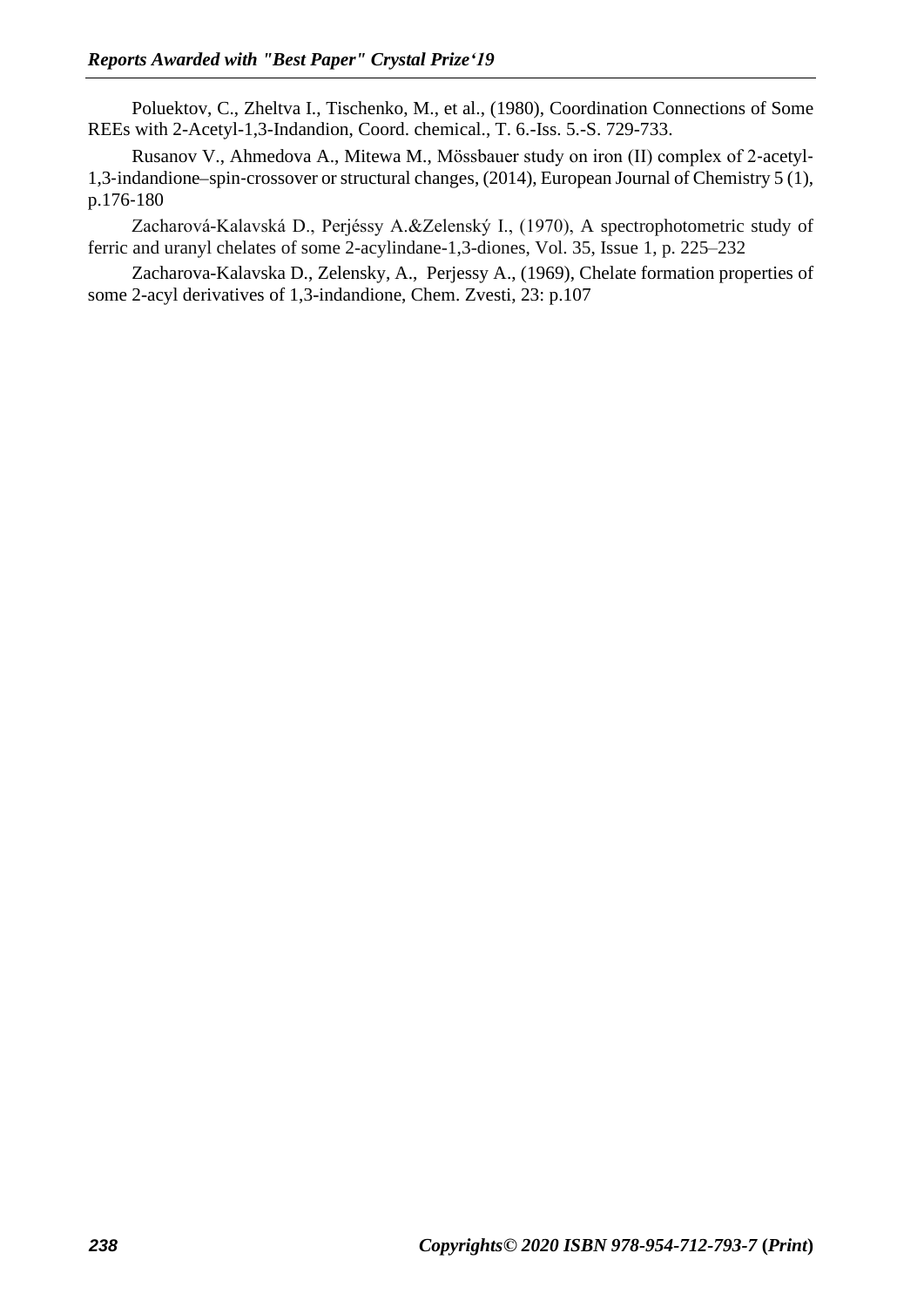Poluektov, C., Zheltva I., Tischenko, M., et al., (1980), Coordination Connections of Some REEs with 2-Acetyl-1,3-Indandion, Coord. chemical., T. 6.-Iss. 5.-S. 729-733.

Rusanov V., Ahmedova A., Mitewa M., Mössbauer study on iron (II) complex of 2-acetyl-1,3-indandione–spin-crossover or structural changes, (2014), European Journal of Chemistry 5 (1), p.176-180

Zacharová-Kalavská D., Perjéssy A.&Zelenský I., (1970), A spectrophotometric study of ferric and uranyl chelates of some 2-acylindane-1,3-diones, Vol. 35, Issue 1, p. 225–232

Zacharova-Kalavska D., Zelensky, A., Perjessy A., (1969), Chelate formation properties of some 2-acyl derivatives of 1,3-indandione, Chem. Zvesti, 23: p.107